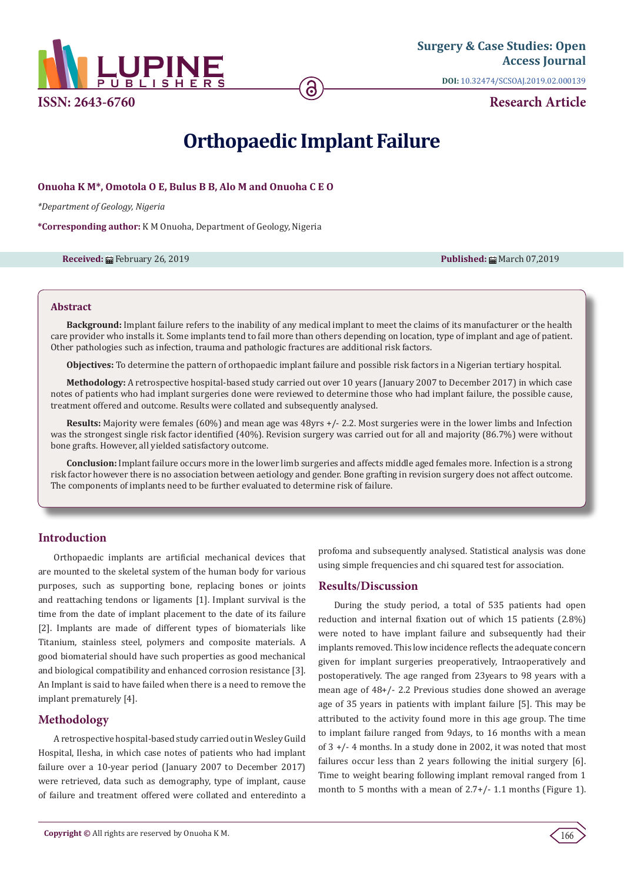# Orthopaedic Implant Failure

**Onuoha K M*, Omotola O E, Bulus B B, Alo M and Onuoha C E O**

*\*Department of Geology, Nigeria*

**\*Corresponding author:** K M Onuoha, Department of Geology, Nigeria

**Received:** February 26, 2019 **Published:** March 07,2019

## Abstract

**Background:** Implant failure refers to the inability of any medical implant to meet the claims of its manufacturer or the health care provider who installs it. Some implants tend to fail more than others depending on location, type of implant and age of patient. Other pathologies such as infection, trauma and pathologic fractures are additional risk factors.

**Objectives:** To determine the pattern of orthopaedic implant failure and possible risk factors in a Nigerian tertiary hospital.

**Methodology:** A retrospective hospital-based study carried out over 10 years (January 2007 to December 2017) in which case notes of patients who had implant surgeries done were reviewed to determine those who had implant failure, the possible cause, treatment offered and outcome. Results were collated and subsequently analysed.

**Results:** Majority were females (60%) and mean age was 48yrs +/- 2.2. Most surgeries were in the lower limbs and Infection was the strongest single risk factor identified (40%). Revision surgery was carried out for all and majority (86.7%) were without bone grafts. However, all yielded satisfactory outcome.

**Conclusion:** Implant failure occurs more in the lower limb surgeries and affects middle aged females more. Infection is a strong risk factor however there is no association between aetiology and gender. Bone grafting in revision surgery does not affect outcome. The components of implants need to be further evaluated to determine risk of failure.

## Introduction

Orthopaedic implants are artificial mechanical devices that are mounted to the skeletal system of the human body for various purposes, such as supporting bone, replacing bones or joints and reattaching tendons or ligaments [1]. Implant survival is the time from the date of implant placement to the date of its failure [2]. Implants are made of different types of biomaterials like Titanium, stainless steel, polymers and composite materials. A good biomaterial should have such properties as good mechanical and biological compatibility and enhanced corrosion resistance [3]. An Implant is said to have failed when there is a need to remove the implant prematurely [4].

## Methodology

A retrospective hospital-based study carried out in Wesley Guild Hospital, Ilesha, in which case notes of patients who had implant failure over a 10-year period (January 2007 to December 2017) were retrieved, data such as demography, type of implant, cause of failure and treatment offered were collated and enteredinto a profoma and subsequently analysed. Statistical analysis was done using simple frequencies and chi squared test for association.

## Results/Discussion

During the study period, a total of 535 patients had open reduction and internal fixation out of which 15 patients (2.8%) were noted to have implant failure and subsequently had their implants removed. This low incidence reflects the adequate concern given for implant surgeries preoperatively, Intraoperatively and postoperatively. The age ranged from 23years to 98 years with a mean age of 48+/- 2.2 Previous studies done showed an average age of 35 years in patients with implant failure [5]. This may be attributed to the activity found more in this age group. The time to implant failure ranged from 9days, to 16 months with a mean of 3 +/- 4 months. In a study done in 2002, it was noted that most failures occur less than 2 years following the initial surgery [6]. Time to weight bearing following implant removal ranged from 1 month to 5 months with a mean of 2.7+/- 1.1 months (Figure 1).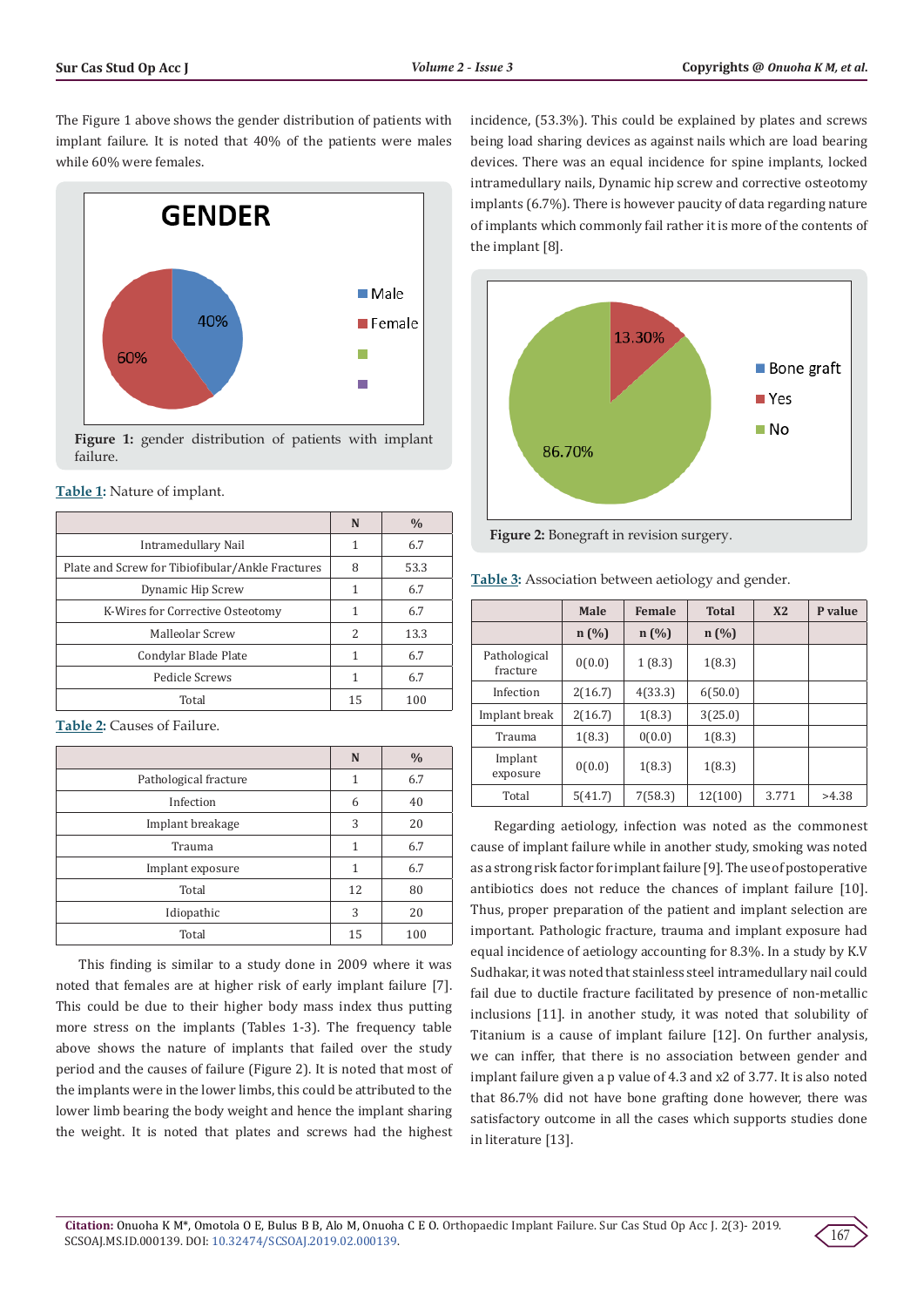The Figure 1 above shows the gender distribution of patients with implant failure. It is noted that 40% of the patients were males while 60% were females.

**Figure 1:** gender distribution of patients with implant failure.

Table 1: Nature of implant.

| | N | % |
|---|---|---|
| Intramedullary Nail | 1 | 6.7 |
| Plate and Screw for Tibiofibular/Ankle Fractures | 8 | 53.3 |
| Dynamic Hip Screw | 1 | 6.7 |
| K-Wires for Corrective Osteotomy | 1 | 6.7 |
| Malleolar Screw | 2 | 13.3 |
| Condylar Blade Plate | 1 | 6.7 |
| Pedicle Screws | 1 | 6.7 |
| Total | 15 | 100 |

Table 2: Causes of Failure.

| | N | % |
|---|---|---|
| Pathological fracture | 1 | 6.7 |
| Infection | 6 | 40 |
| Implant breakage | 3 | 20 |
| Trauma | 1 | 6.7 |
| Implant exposure | 1 | 6.7 |
| Total | 12 | 80 |
| Idiopathic | 3 | 20 |
| Total | 15 | 100 |

This finding is similar to a study done in 2009 where it was noted that females are at higher risk of early implant failure [7]. This could be due to their higher body mass index thus putting more stress on the implants (Tables 1-3). The frequency table above shows the nature of implants that failed over the study period and the causes of failure (Figure 2). It is noted that most of the implants were in the lower limbs, this could be attributed to the lower limb bearing the body weight and hence the implant sharing the weight. It is noted that plates and screws had the highest incidence, (53.3%). This could be explained by plates and screws being load sharing devices as against nails which are load bearing devices. There was an equal incidence for spine implants, locked intramedullary nails, Dynamic hip screw and corrective osteotomy implants (6.7%). There is however paucity of data regarding nature of implants which commonly fail rather it is more of the contents of the implant [8].

**Figure 2:** Bonegraft in revision surgery.

Table 3: Association between aetiology and gender.

| | Male | Female | Total | X2 | P value |
|---|---|---|---|---|---|
| | n (%) | n (%) | n (%) | | |
| Pathological fracture | 0(0.0) | 1 (8.3) | 1(8.3) | | |
| Infection | 2(16.7) | 4(33.3) | 6(50.0) | | |
| Implant break | 2(16.7) | 1(8.3) | 3(25.0) | | |
| Trauma | 1(8.3) | 0(0.0) | 1(8.3) | | |
| Implant exposure | 0(0.0) | 1(8.3) | 1(8.3) | | |
| Total | 5(41.7) | 7(58.3) | 12(100) | 3.771 | >4.38 |

Regarding aetiology, infection was noted as the commonest cause of implant failure while in another study, smoking was noted as a strong risk factor for implant failure [9]. The use of postoperative antibiotics does not reduce the chances of implant failure [10]. Thus, proper preparation of the patient and implant selection are important. Pathologic fracture, trauma and implant exposure had equal incidence of aetiology accounting for 8.3%. In a study by K.V Sudhakar, it was noted that stainless steel intramedullary nail could fail due to ductile fracture facilitated by presence of non-metallic inclusions [11]. in another study, it was noted that solubility of Titanium is a cause of implant failure [12]. On further analysis, we can inffer, that there is no association between gender and implant failure given a p value of 4.3 and x2 of 3.77. It is also noted that 86.7% did not have bone grafting done however, there was satisfactory outcome in all the cases which supports studies done in literature [13].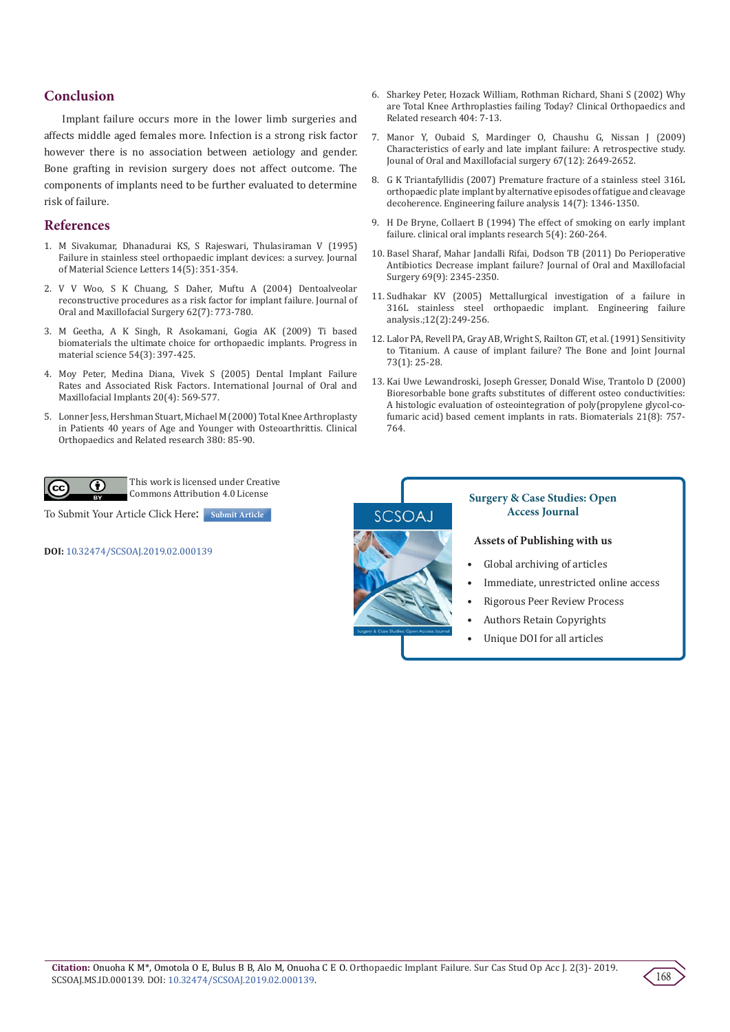## Conclusion

Implant failure occurs more in the lower limb surgeries and affects middle aged females more. Infection is a strong risk factor however there is no association between aetiology and gender. Bone grafting in revision surgery does not affect outcome. The components of implants need to be further evaluated to determine risk of failure.

## References

1. M Sivakumar, Dhanadurai KS, S Rajeswari, Thulasiraman V (1995) Failure in stainless steel orthopaedic implant devices: a survey. Journal of Material Science Letters 14(5): 351-354.
2. V V Woo, S K Chuang, S Daher, Muftu A (2004) Dentoalveolar reconstructive procedures as a risk factor for implant failure. Journal of Oral and Maxillofacial Surgery 62(7): 773-780.
3. M Geetha, A K Singh, R Asokamani, Gogia AK (2009) Ti based biomaterials the ultimate choice for orthopaedic implants. Progress in material science 54(3): 397-425.
4. Moy Peter, Medina Diana, Vivek S (2005) Dental Implant Failure Rates and Associated Risk Factors. International Journal of Oral and Maxillofacial Implants 20(4): 569-577.
5. Lonner Jess, Hershman Stuart, Michael M (2000) Total Knee Arthroplasty in Patients 40 years of Age and Younger with Osteoarthrittis. Clinical Orthopaedics and Related research 380: 85-90.
6. Sharkey Peter, Hozack William, Rothman Richard, Shani S (2002) Why are Total Knee Arthroplasties failing Today? Clinical Orthopaedics and Related research 404: 7-13.
7. Manor Y, Oubaid S, Mardinger O, Chaushu G, Nissan J (2009) Characteristics of early and late implant failure: A retrospective study. Jounal of Oral and Maxillofacial surgery 67(12): 2649-2652.
8. G K Triantafyllidis (2007) Premature fracture of a stainless steel 316L orthopaedic plate implant by alternative episodes of fatigue and cleavage decoherence. Engineering failure analysis 14(7): 1346-1350.
9. H De Bryne, Collaert B (1994) The effect of smoking on early implant failure. clinical oral implants research 5(4): 260-264.
10. Basel Sharaf, Mahar Jandalli Rifai, Dodson TB (2011) Do Perioperative Antibiotics Decrease implant failure? Journal of Oral and Maxillofacial Surgery 69(9): 2345-2350.
11. Sudhakar KV (2005) Mettallurgical investigation of a failure in 316L stainless steel orthopaedic implant. Engineering failure analysis.;12(2):249-256.
12. Lalor PA, Revell PA, Gray AB, Wright S, Railton GT, et al. (1991) Sensitivity to Titanium. A cause of implant failure? The Bone and Joint Journal 73(1): 25-28.
13. Kai Uwe Lewandroski, Joseph Gresser, Donald Wise, Trantolo D (2000) Bioresorbable bone grafts substitutes of different osteo conductivities: A histologic evaluation of osteointegration of poly(propylene glycol-co-fumaric acid) based cement implants in rats. Biomaterials 21(8): 757-764.

This work is licensed under Creative Commons Attribution 4.0 License

To Submit Your Article Click Here: Submit Article

**DOI:** 10.32474/SCSOAJ.2019.02.000139

SCSOAJ

**Surgery & Case Studies: Open Access Journal**

**Assets of Publishing with us**

- Global archiving of articles
- Immediate, unrestricted online access
- Rigorous Peer Review Process
- Authors Retain Copyrights
- Unique DOI for all articles

**Citation:** Onuoha K M*, Omotola O E, Bulus B B, Alo M, Onuoha C E O. Orthopaedic Implant Failure. Sur Cas Stud Op Acc J. 2(3)- 2019. SCSOAJ.MS.ID.000139. DOI: 10.32474/SCSOAJ.2019.02.000139.